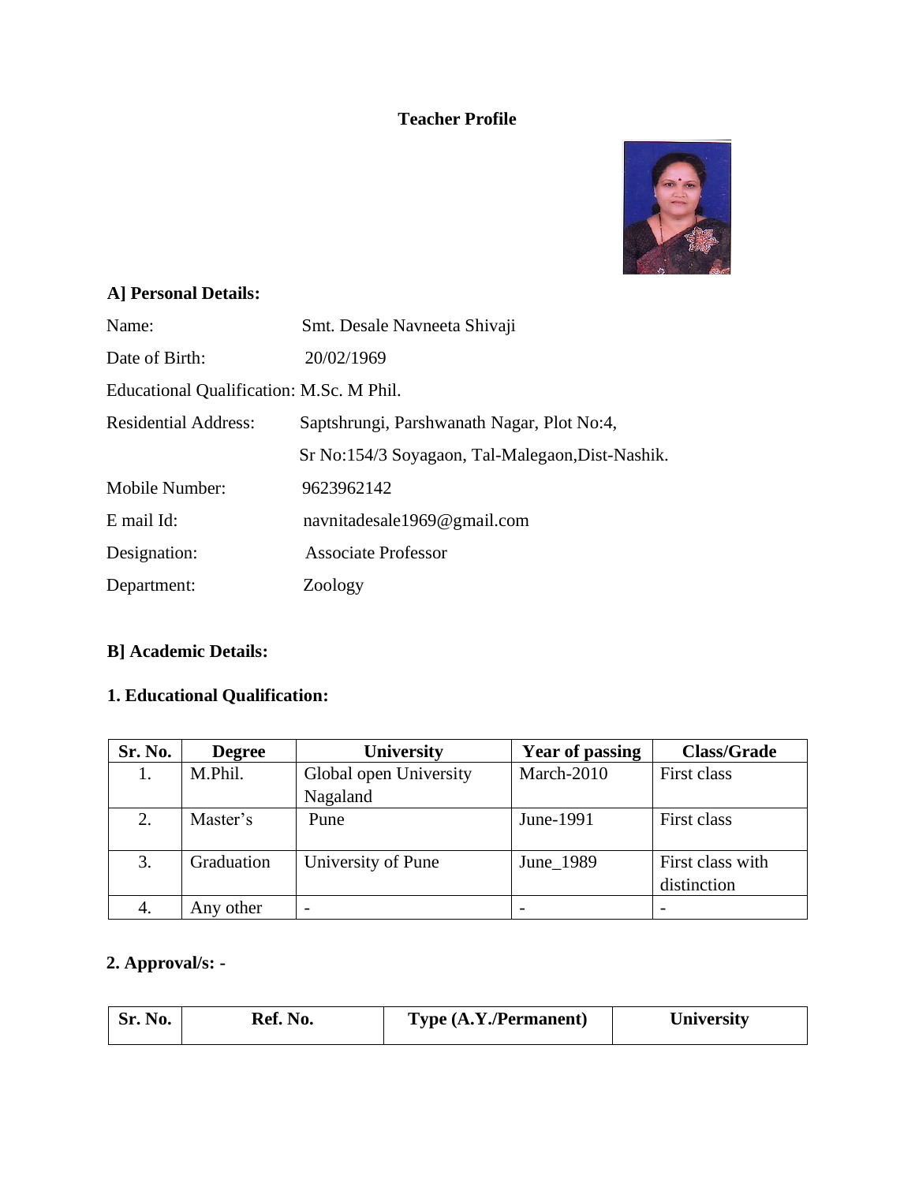# Teacher Profile

## A] Personal Details:

Name: Smt. Desale Navneeta Shivaji

Date of Birth: 20/02/1969

Educational Qualification: M.Sc. M Phil.

Residential Address: Saptshrungi, Parshwanath Nagar, Plot No:4,
Sr No:154/3 Soyagaon, Tal-Malegaon,Dist-Nashik.

Mobile Number: 9623962142

E mail Id: navnitadesale1969@gmail.com

Designation: Associate Professor

Department: Zoology

## B] Academic Details:

### 1. Educational Qualification:

| Sr. No. | Degree | University | Year of passing | Class/Grade |
|---|---|---|---|---|
| 1. | M.Phil. | Global open University Nagaland | March-2010 | First class |
| 2. | Master's | Pune | June-1991 | First class |
| 3. | Graduation | University of Pune | June_1989 | First class with distinction |
| 4. | Any other | - | - | - |

### 2. Approval/s: -

| Sr. No. | Ref. No. | Type (A.Y./Permanent) | University |
|---|---|---|---|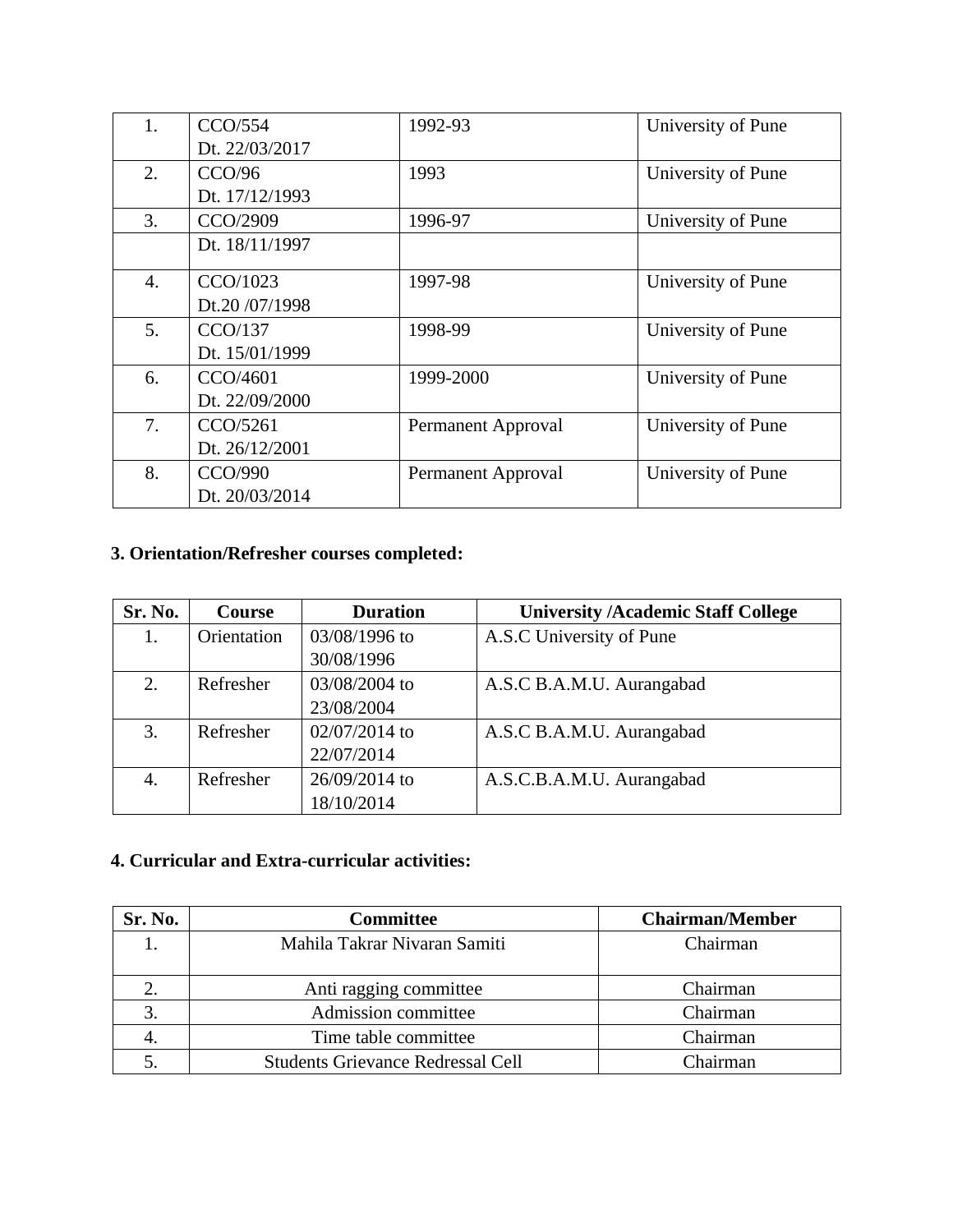| | | | |
|---|---|---|---|
| 1. | CCO/554<br>Dt. 22/03/2017 | 1992-93 | University of Pune |
| 2. | CCO/96<br>Dt. 17/12/1993 | 1993 | University of Pune |
| 3. | CCO/2909<br>Dt. 18/11/1997 | 1996-97 | University of Pune |
| 4. | CCO/1023<br>Dt.20 /07/1998 | 1997-98 | University of Pune |
| 5. | CCO/137<br>Dt. 15/01/1999 | 1998-99 | University of Pune |
| 6. | CCO/4601<br>Dt. 22/09/2000 | 1999-2000 | University of Pune |
| 7. | CCO/5261<br>Dt. 26/12/2001 | Permanent Approval | University of Pune |
| 8. | CCO/990<br>Dt. 20/03/2014 | Permanent Approval | University of Pune |

### 3. Orientation/Refresher courses completed:

| Sr. No. | Course | Duration | University /Academic Staff College |
|---|---|---|---|
| 1. | Orientation | 03/08/1996 to 30/08/1996 | A.S.C University of Pune |
| 2. | Refresher | 03/08/2004 to 23/08/2004 | A.S.C B.A.M.U. Aurangabad |
| 3. | Refresher | 02/07/2014 to 22/07/2014 | A.S.C B.A.M.U. Aurangabad |
| 4. | Refresher | 26/09/2014 to 18/10/2014 | A.S.C.B.A.M.U. Aurangabad |

### 4. Curricular and Extra-curricular activities:

| Sr. No. | Committee | Chairman/Member |
|---|---|---|
| 1. | Mahila Takrar Nivaran Samiti | Chairman |
| 2. | Anti ragging committee | Chairman |
| 3. | Admission committee | Chairman |
| 4. | Time table committee | Chairman |
| 5. | Students Grievance Redressal Cell | Chairman |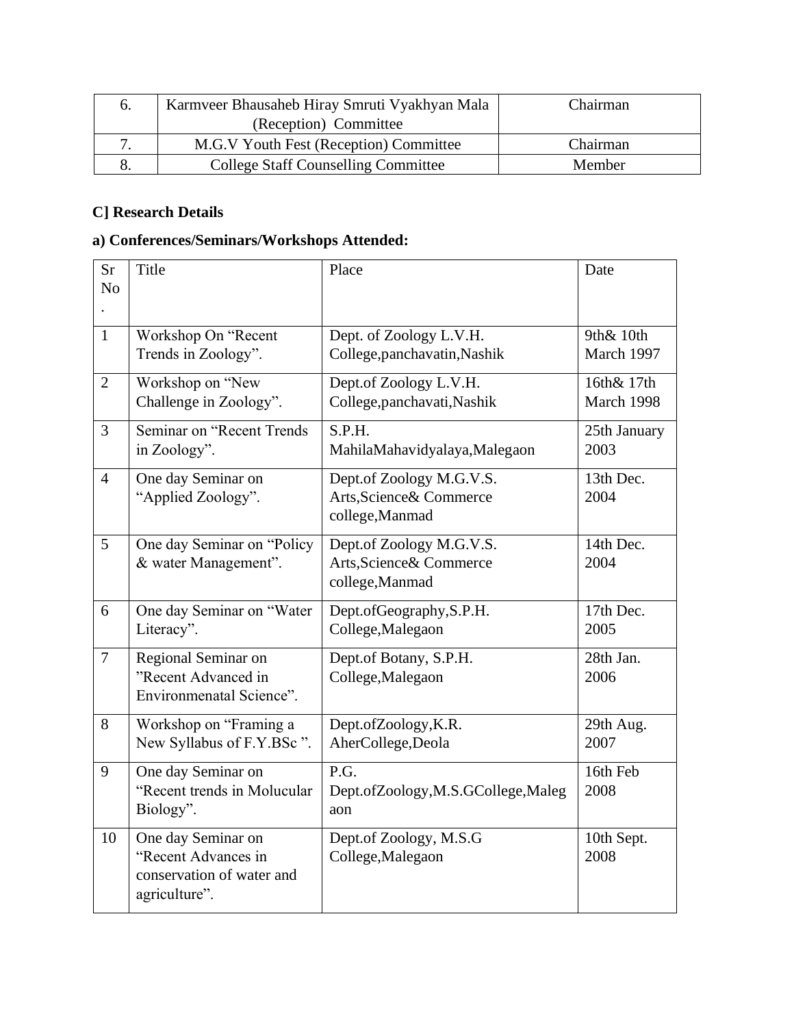| 6. | Karmveer Bhausaheb Hiray Smruti Vyakhyan Mala (Reception) Committee | Chairman |
|---|---|---|
| 7. | M.G.V Youth Fest (Reception) Committee | Chairman |
| 8. | College Staff Counselling Committee | Member |

**C] Research Details**

**a) Conferences/Seminars/Workshops Attended:**

| Sr No. | Title | Place | Date |
|---|---|---|---|
| 1 | Workshop On "Recent Trends in Zoology". | Dept. of Zoology L.V.H. College,panchavatin,Nashik | 9th& 10th March 1997 |
| 2 | Workshop on "New Challenge in Zoology". | Dept.of Zoology L.V.H. College,panchavati,Nashik | 16th& 17th March 1998 |
| 3 | Seminar on "Recent Trends in Zoology". | S.P.H. MahilaMahavidyalaya,Malegaon | 25th January 2003 |
| 4 | One day Seminar on "Applied Zoology". | Dept.of Zoology M.G.V.S. Arts,Science& Commerce college,Manmad | 13th Dec. 2004 |
| 5 | One day Seminar on "Policy & water Management". | Dept.of Zoology M.G.V.S. Arts,Science& Commerce college,Manmad | 14th Dec. 2004 |
| 6 | One day Seminar on "Water Literacy". | Dept.ofGeography,S.P.H. College,Malegaon | 17th Dec. 2005 |
| 7 | Regional Seminar on "Recent Advanced in Environmenatal Science". | Dept.of Botany, S.P.H. College,Malegaon | 28th Jan. 2006 |
| 8 | Workshop on "Framing a New Syllabus of F.Y.BSc ". | Dept.ofZoology,K.R. AherCollege,Deola | 29th Aug. 2007 |
| 9 | One day Seminar on "Recent trends in Molucular Biology". | P.G. Dept.ofZoology,M.S.GCollege,Malegaon | 16th Feb 2008 |
| 10 | One day Seminar on "Recent Advances in conservation of water and agriculture". | Dept.of Zoology, M.S.G College,Malegaon | 10th Sept. 2008 |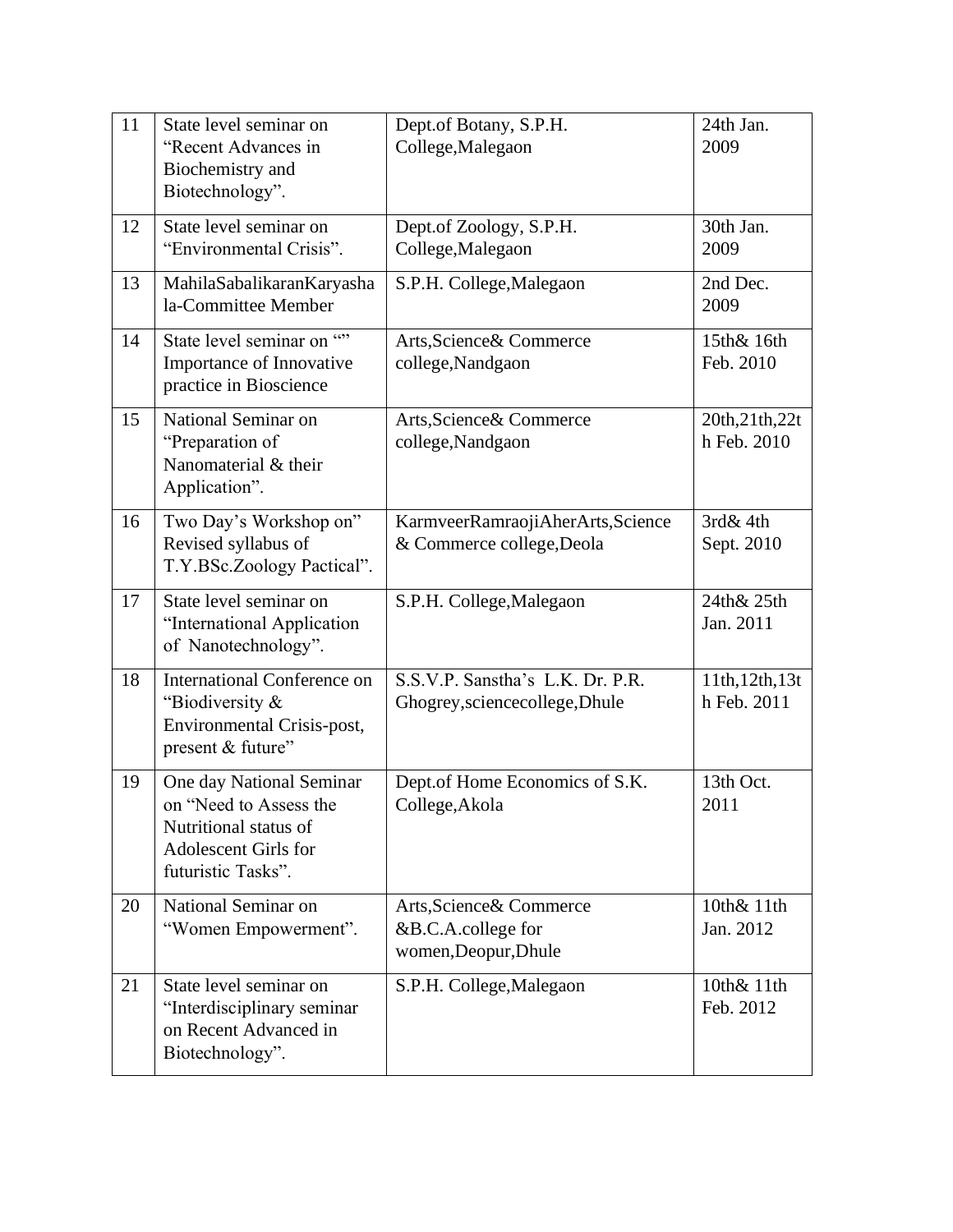| 11 | State level seminar on "Recent Advances in Biochemistry and Biotechnology". | Dept.of Botany, S.P.H. College,Malegaon | 24th Jan. 2009 |
|---|---|---|---|
| 12 | State level seminar on "Environmental Crisis". | Dept.of Zoology, S.P.H. College,Malegaon | 30th Jan. 2009 |
| 13 | MahilaSabalikaranKaryashala-Committee Member | S.P.H. College,Malegaon | 2nd Dec. 2009 |
| 14 | State level seminar on "" Importance of Innovative practice in Bioscience | Arts,Science& Commerce college,Nandgaon | 15th& 16th Feb. 2010 |
| 15 | National Seminar on "Preparation of Nanomaterial & their Application". | Arts,Science& Commerce college,Nandgaon | 20th,21th,22th Feb. 2010 |
| 16 | Two Day's Workshop on" Revised syllabus of T.Y.BSc.Zoology Pactical". | KarmveerRamraojiAherArts,Science & Commerce college,Deola | 3rd& 4th Sept. 2010 |
| 17 | State level seminar on "International Application of Nanotechnology". | S.P.H. College,Malegaon | 24th& 25th Jan. 2011 |
| 18 | International Conference on "Biodiversity & Environmental Crisis-post, present & future" | S.S.V.P. Sanstha's L.K. Dr. P.R. Ghogrey,sciencecollege,Dhule | 11th,12th,13th Feb. 2011 |
| 19 | One day National Seminar on "Need to Assess the Nutritional status of Adolescent Girls for futuristic Tasks". | Dept.of Home Economics of S.K. College,Akola | 13th Oct. 2011 |
| 20 | National Seminar on "Women Empowerment". | Arts,Science& Commerce &B.C.A.college for women,Deopur,Dhule | 10th& 11th Jan. 2012 |
| 21 | State level seminar on "Interdisciplinary seminar on Recent Advanced in Biotechnology". | S.P.H. College,Malegaon | 10th& 11th Feb. 2012 |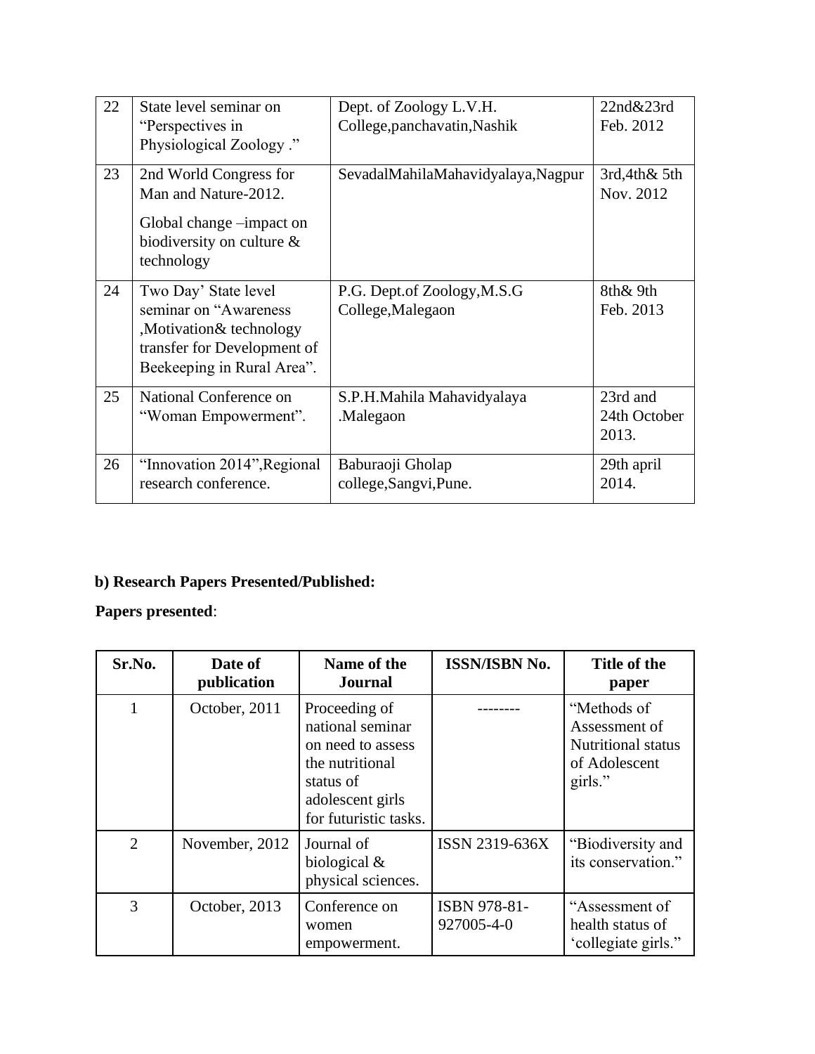| 22 | State level seminar on "Perspectives in Physiological Zoology ." | Dept. of Zoology L.V.H. College,panchavatin,Nashik | 22nd&23rd Feb. 2012 |
|---|---|---|---|
| 23 | 2nd World Congress for Man and Nature-2012. Global change –impact on biodiversity on culture & technology | SevadalMahilaMahavidyalaya,Nagpur | 3rd,4th& 5th Nov. 2012 |
| 24 | Two Day' State level seminar on "Awareness ,Motivation& technology transfer for Development of Beekeeping in Rural Area". | P.G. Dept.of Zoology,M.S.G College,Malegaon | 8th& 9th Feb. 2013 |
| 25 | National Conference on "Woman Empowerment". | S.P.H.Mahila Mahavidyalaya .Malegaon | 23rd and 24th October 2013. |
| 26 | "Innovation 2014",Regional research conference. | Baburaoji Gholap college,Sangvi,Pune. | 29th april 2014. |

**b) Research Papers Presented/Published:**

**Papers presented**:

| Sr.No. | Date of publication | Name of the Journal | ISSN/ISBN No. | Title of the paper |
|---|---|---|---|---|
| 1 | October, 2011 | Proceeding of national seminar on need to assess the nutritional status of adolescent girls for futuristic tasks. | -------- | "Methods of Assessment of Nutritional status of Adolescent girls." |
| 2 | November, 2012 | Journal of biological & physical sciences. | ISSN 2319-636X | "Biodiversity and its conservation." |
| 3 | October, 2013 | Conference on women empowerment. | ISBN 978-81-927005-4-0 | "Assessment of health status of 'collegiate girls." |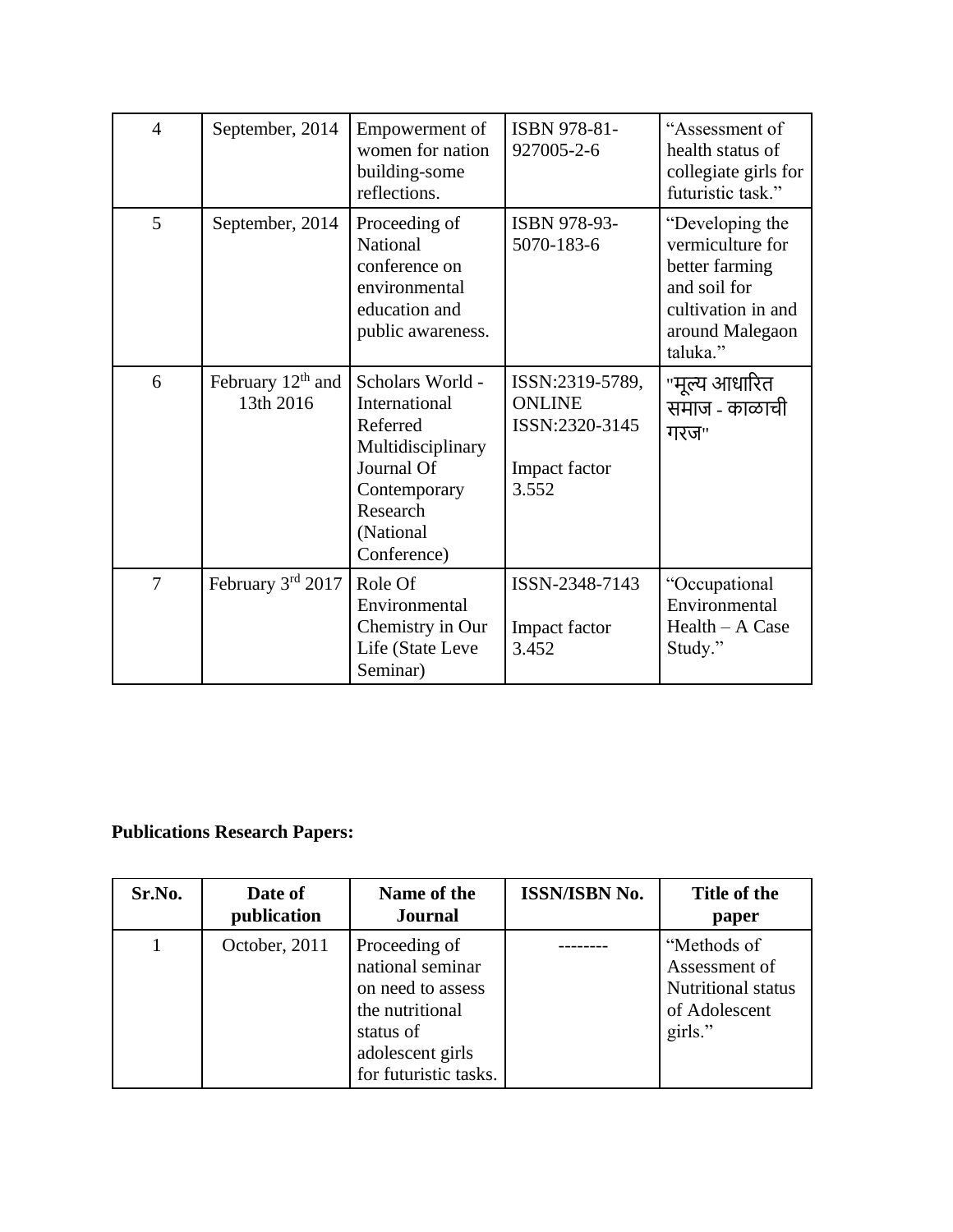| | | | | |
|---|---|---|---|---|
| 4 | September, 2014 | Empowerment of women for nation building-some reflections. | ISBN 978-81-927005-2-6 | "Assessment of health status of collegiate girls for futuristic task." |
| 5 | September, 2014 | Proceeding of National conference on environmental education and public awareness. | ISBN 978-93-5070-183-6 | "Developing the vermiculture for better farming and soil for cultivation in and around Malegaon taluka." |
| 6 | February 12th and 13th 2016 | Scholars World - International Referred Multidisciplinary Journal Of Contemporary Research (National Conference) | ISSN:2319-5789, ONLINE ISSN:2320-3145 Impact factor 3.552 | "मूल्य आधारित समाज - काळाची गरज" |
| 7 | February 3rd 2017 | Role Of Environmental Chemistry in Our Life (State Leve Seminar) | ISSN-2348-7143 Impact factor 3.452 | "Occupational Environmental Health – A Case Study." |

**Publications Research Papers:**

| Sr.No. | Date of publication | Name of the Journal | ISSN/ISBN No. | Title of the paper |
|---|---|---|---|---|
| 1 | October, 2011 | Proceeding of national seminar on need to assess the nutritional status of adolescent girls for futuristic tasks. | -------- | "Methods of Assessment of Nutritional status of Adolescent girls." |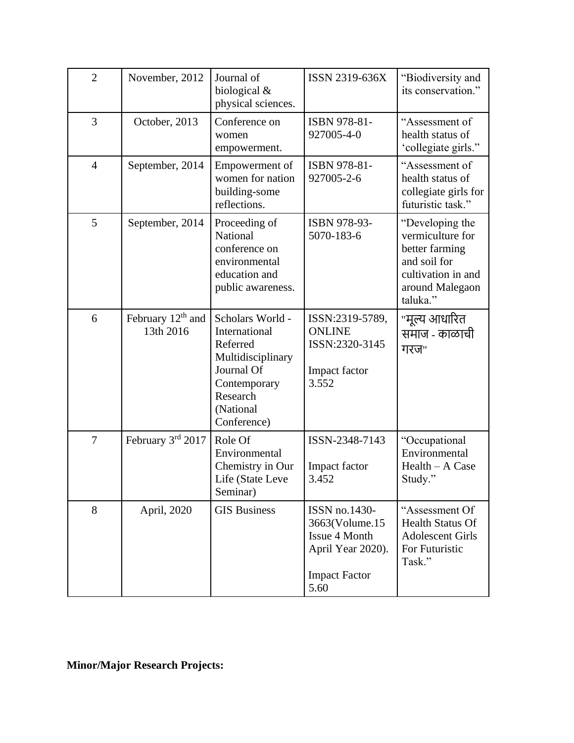| 2 | November, 2012 | Journal of biological & physical sciences. | ISSN 2319-636X | "Biodiversity and its conservation." |
|---|---|---|---|---|
| 3 | October, 2013 | Conference on women empowerment. | ISBN 978-81-927005-4-0 | "Assessment of health status of 'collegiate girls." |
| 4 | September, 2014 | Empowerment of women for nation building-some reflections. | ISBN 978-81-927005-2-6 | "Assessment of health status of collegiate girls for futuristic task." |
| 5 | September, 2014 | Proceeding of National conference on environmental education and public awareness. | ISBN 978-93-5070-183-6 | "Developing the vermiculture for better farming and soil for cultivation in and around Malegaon taluka." |
| 6 | February 12th and 13th 2016 | Scholars World - International Referred Multidisciplinary Journal Of Contemporary Research (National Conference) | ISSN:2319-5789, ONLINE ISSN:2320-3145<br><br>Impact factor 3.552 | "मूल्य आधारित समाज - काळाची गरज" |
| 7 | February 3rd 2017 | Role Of Environmental Chemistry in Our Life (State Leve Seminar) | ISSN-2348-7143<br><br>Impact factor 3.452 | "Occupational Environmental Health – A Case Study." |
| 8 | April, 2020 | GIS Business | ISSN no.1430-3663(Volume.15 Issue 4 Month April Year 2020).<br><br>Impact Factor 5.60 | "Assessment Of Health Status Of Adolescent Girls For Futuristic Task." |

**Minor/Major Research Projects:**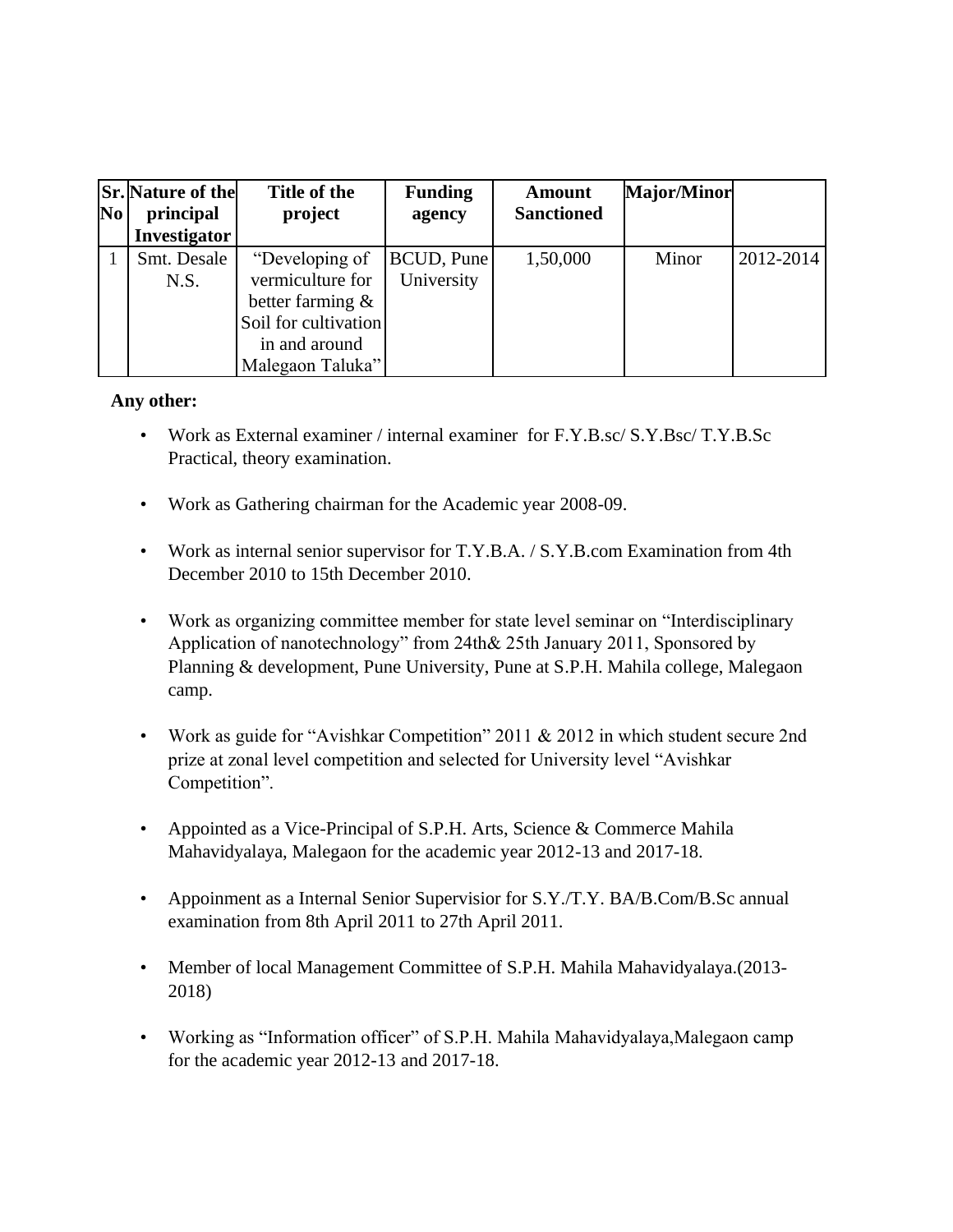| Sr. No | Nature of the principal Investigator | Title of the project | Funding agency | Amount Sanctioned | Major/Minor | |
|---|---|---|---|---|---|---|
| 1 | Smt. Desale N.S. | "Developing of vermiculture for better farming & Soil for cultivation in and around Malegaon Taluka" | BCUD, Pune University | 1,50,000 | Minor | 2012-2014 |

**Any other:**

- Work as External examiner / internal examiner for F.Y.B.sc/ S.Y.Bsc/ T.Y.B.Sc Practical, theory examination.
- Work as Gathering chairman for the Academic year 2008-09.
- Work as internal senior supervisor for T.Y.B.A. / S.Y.B.com Examination from 4th December 2010 to 15th December 2010.
- Work as organizing committee member for state level seminar on "Interdisciplinary Application of nanotechnology" from 24th& 25th January 2011, Sponsored by Planning & development, Pune University, Pune at S.P.H. Mahila college, Malegaon camp.
- Work as guide for "Avishkar Competition" 2011 & 2012 in which student secure 2nd prize at zonal level competition and selected for University level "Avishkar Competition".
- Appointed as a Vice-Principal of S.P.H. Arts, Science & Commerce Mahila Mahavidyalaya, Malegaon for the academic year 2012-13 and 2017-18.
- Appoinment as a Internal Senior Supervisior for S.Y./T.Y. BA/B.Com/B.Sc annual examination from 8th April 2011 to 27th April 2011.
- Member of local Management Committee of S.P.H. Mahila Mahavidyalaya.(2013-2018)
- Working as "Information officer" of S.P.H. Mahila Mahavidyalaya,Malegaon camp for the academic year 2012-13 and 2017-18.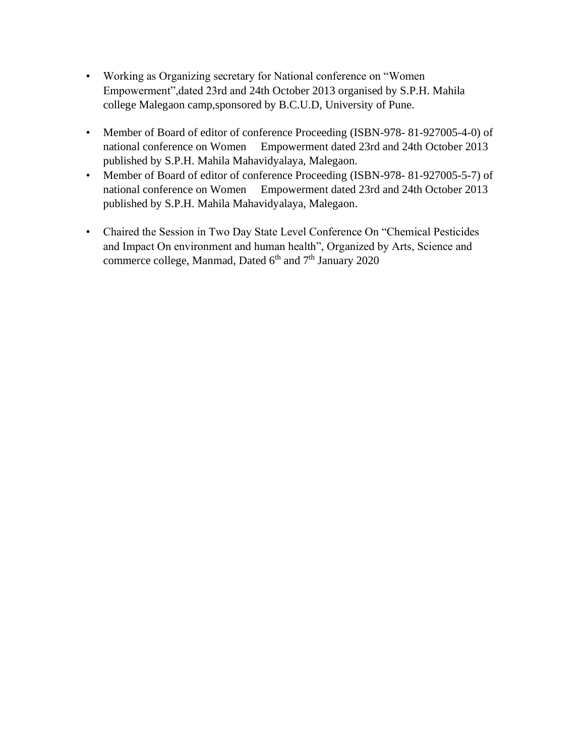- Working as Organizing secretary for National conference on "Women Empowerment",dated 23rd and 24th October 2013 organised by S.P.H. Mahila college Malegaon camp,sponsored by B.C.U.D, University of Pune.

- Member of Board of editor of conference Proceeding (ISBN-978- 81-927005-4-0) of national conference on Women Empowerment dated 23rd and 24th October 2013 published by S.P.H. Mahila Mahavidyalaya, Malegaon.
- Member of Board of editor of conference Proceeding (ISBN-978- 81-927005-5-7) of national conference on Women Empowerment dated 23rd and 24th October 2013 published by S.P.H. Mahila Mahavidyalaya, Malegaon.

- Chaired the Session in Two Day State Level Conference On "Chemical Pesticides and Impact On environment and human health", Organized by Arts, Science and commerce college, Manmad, Dated 6th and 7th January 2020